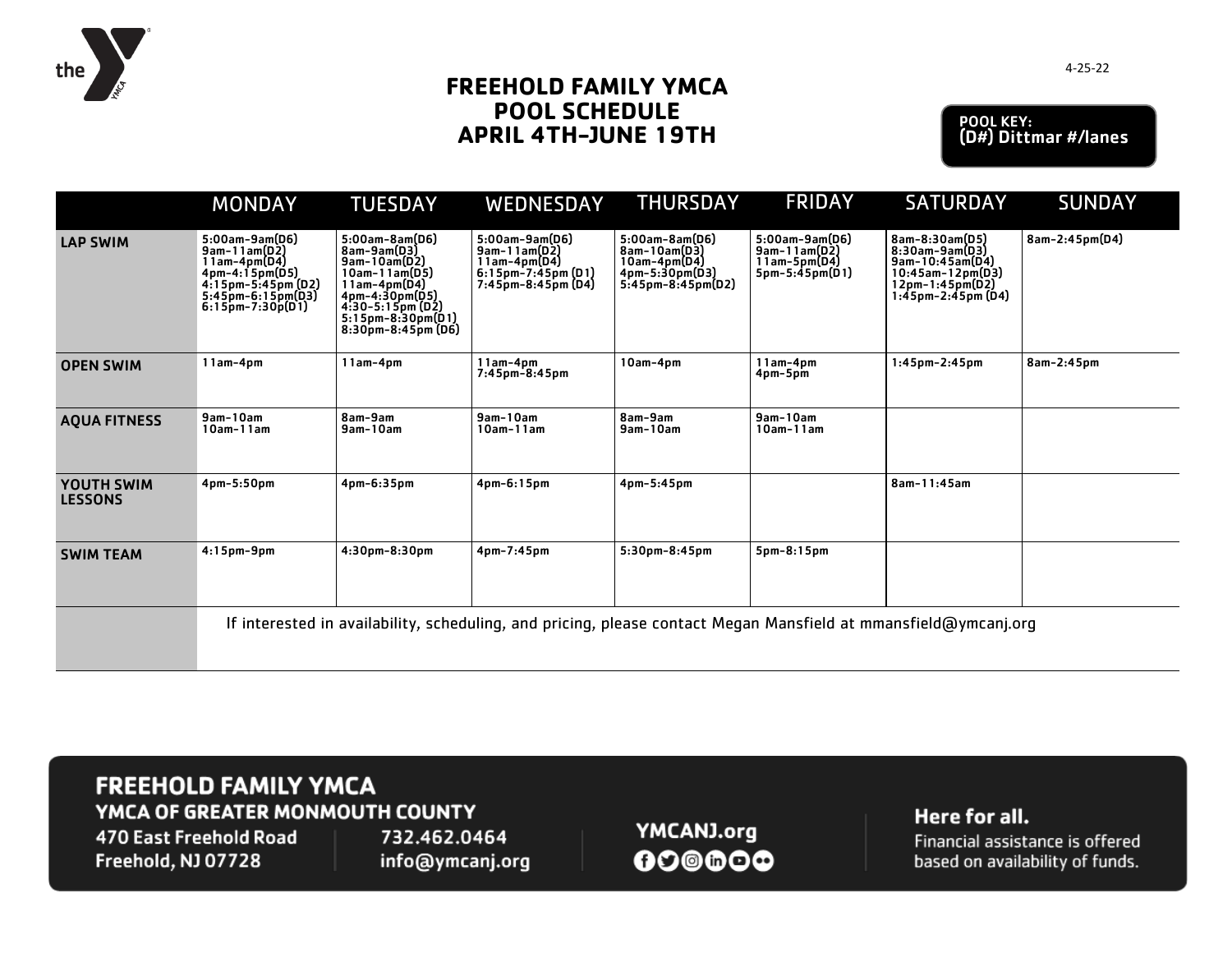4-25-22

# FREEHOLD FAMILY YMCA
# POOL SCHEDULE
# APRIL 4TH–JUNE 19TH

**POOL KEY:**
**(D#) Dittmar #/lanes**

| | MONDAY | TUESDAY | WEDNESDAY | THURSDAY | FRIDAY | SATURDAY | SUNDAY |
|---|---|---|---|---|---|---|---|
| **LAP SWIM** | 5:00am-9am(D6)<br>9am-11am(D2)<br>11am-4pm(D4)<br>4pm-4:15pm(D5)<br>4:15pm-5:45pm (D2)<br>5:45pm-6:15pm(D3)<br>6:15pm-7:30p(D1) | 5:00am-8am(D6)<br>8am-9am(D3)<br>9am-10am(D2)<br>10am-11am(D5)<br>11am-4pm(D4)<br>4pm-4:30pm(D5)<br>4:30-5:15pm (D2)<br>5:15pm-8:30pm(D1)<br>8:30pm-8:45pm (D6) | 5:00am-9am(D6)<br>9am-11am(D2)<br>11am-4pm(D4)<br>6:15pm-7:45pm (D1)<br>7:45pm-8:45pm (D4) | 5:00am-8am(D6)<br>8am-10am(D3)<br>10am-4pm(D4)<br>4pm-5:30pm(D3)<br>5:45pm-8:45pm(D2) | 5:00am-9am(D6)<br>9am-11am(D2)<br>11am-5pm(D4)<br>5pm-5:45pm(D1) | 8am-8:30am(D5)<br>8:30am-9am(D3)<br>9am-10:45am(D4)<br>10:45am-12pm(D3)<br>12pm-1:45pm(D2)<br>1:45pm-2:45pm (D4) | 8am-2:45pm(D4) |
| **OPEN SWIM** | 11am-4pm | 11am-4pm | 11am-4pm<br>7:45pm-8:45pm | 10am-4pm | 11am-4pm<br>4pm-5pm | 1:45pm-2:45pm | 8am-2:45pm |
| **AQUA FITNESS** | 9am-10am<br>10am-11am | 8am-9am<br>9am-10am | 9am-10am<br>10am-11am | 8am-9am<br>9am-10am | 9am-10am<br>10am-11am | | |
| **YOUTH SWIM LESSONS** | 4pm-5:50pm | 4pm-6:35pm | 4pm-6:15pm | 4pm-5:45pm | | 8am-11:45am | |
| **SWIM TEAM** | 4:15pm-9pm | 4:30pm-8:30pm | 4pm-7:45pm | 5:30pm-8:45pm | 5pm-8:15pm | | |
| | If interested in availability, scheduling, and pricing, please contact Megan Mansfield at mmansfield@ymcanj.org | | | | | | |

**FREEHOLD FAMILY YMCA**
**YMCA OF GREATER MONMOUTH COUNTY**
470 East Freehold Road
Freehold, NJ 07728
732.462.0464
info@ymcanj.org

**YMCANJ.org**

**Here for all.**
Financial assistance is offered based on availability of funds.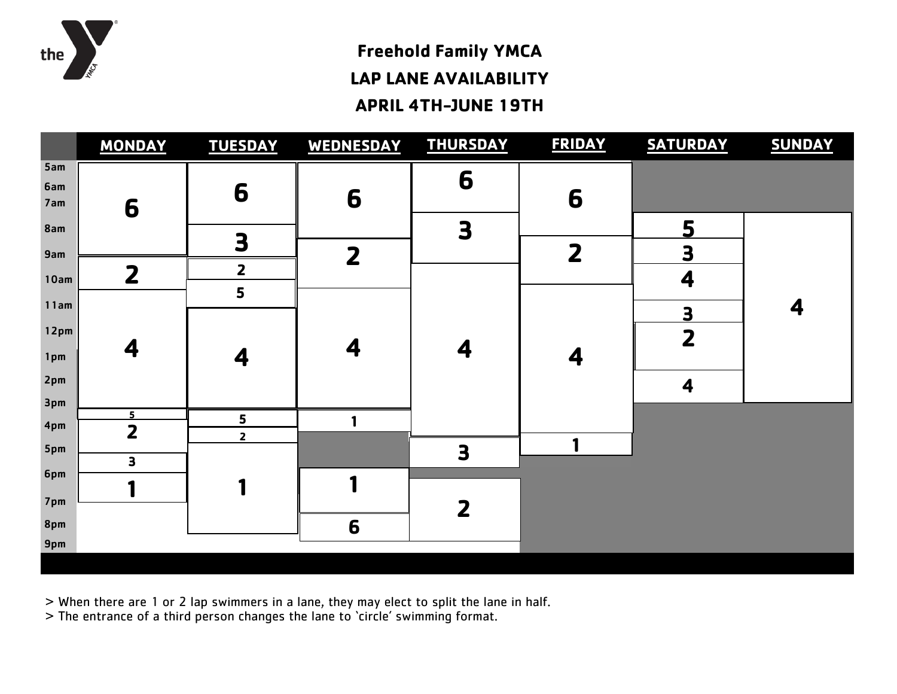# Freehold Family YMCA

## LAP LANE AVAILABILITY

## APRIL 4TH-JUNE 19TH

Times: 5am, 6am, 7am, 8am, 9am, 10am, 11am, 12pm, 1pm, 2pm, 3pm, 4pm, 5pm, 6pm, 7pm, 8pm, 9pm

Lane counts by day, listed from earliest to latest time block:

| MONDAY | TUESDAY | WEDNESDAY | THURSDAY | FRIDAY | SATURDAY | SUNDAY |
|---|---|---|---|---|---|---|
| 6 | 6 | 6 | 6 | 6 | 5 | 4 |
| 2 | 3 | 2 | 3 | 2 | 3 | |
| 4 | 2 | 4 | 4 | 4 | 4 | |
| 5 | 5 | 1 | 3 | 1 | 3 | |
| 2 | 4 | 1 | 2 | | 2 | |
| 3 | 5 | 6 | | | 4 | |
| 1 | 2 | | | | | |
| | 1 | | | | | |

> When there are 1 or 2 lap swimmers in a lane, they may elect to split the lane in half.
> The entrance of a third person changes the lane to 'circle' swimming format.